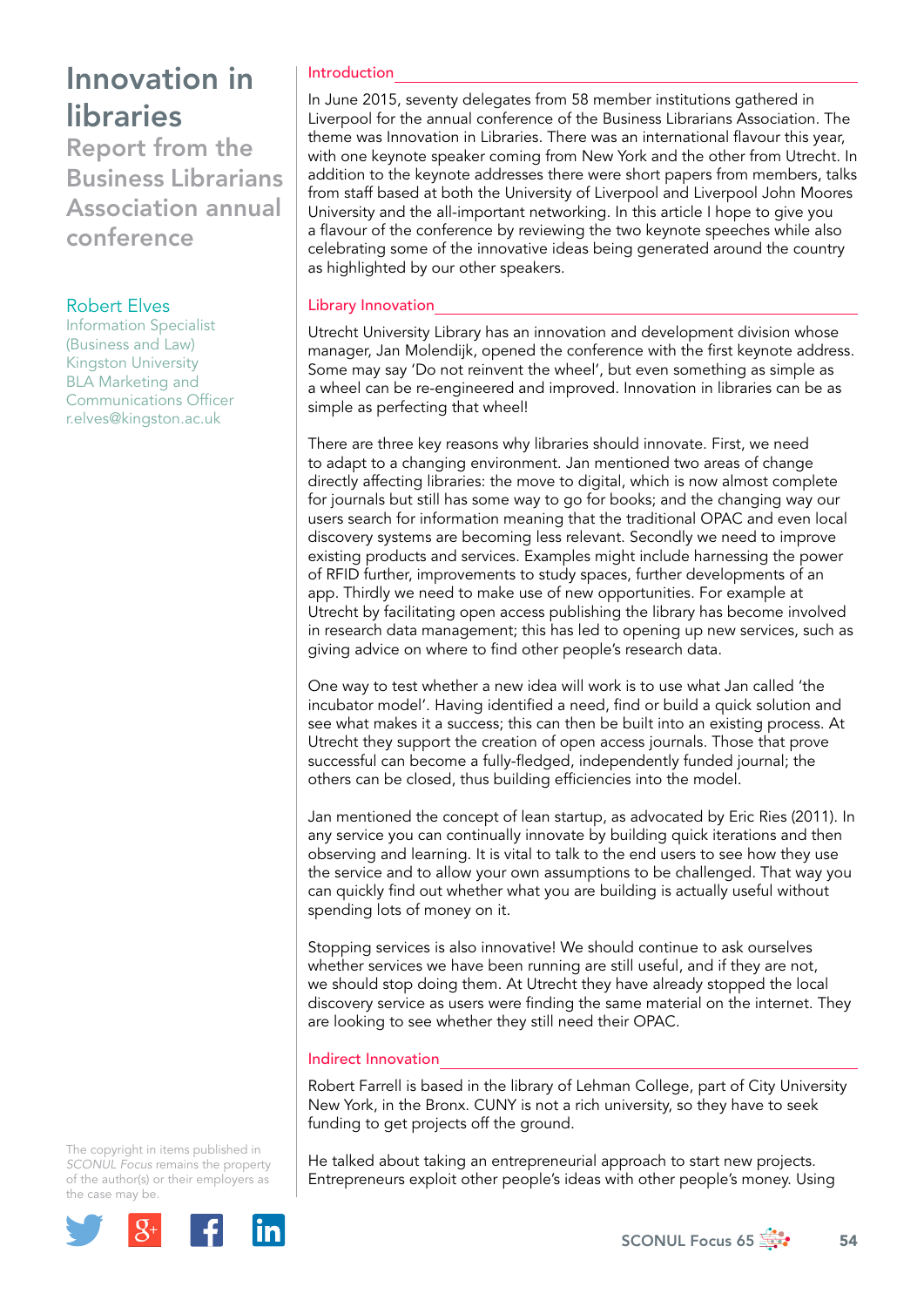# Innovation in libraries

## Report from the Business Librarians Association annual conference

Robert Elves
Information Specialist (Business and Law)
Kingston University
BLA Marketing and Communications Officer
r.elves@kingston.ac.uk

The copyright in items published in *SCONUL Focus* remains the property of the author(s) or their employers as the case may be.

### Introduction

In June 2015, seventy delegates from 58 member institutions gathered in Liverpool for the annual conference of the Business Librarians Association. The theme was Innovation in Libraries. There was an international flavour this year, with one keynote speaker coming from New York and the other from Utrecht. In addition to the keynote addresses there were short papers from members, talks from staff based at both the University of Liverpool and Liverpool John Moores University and the all-important networking. In this article I hope to give you a flavour of the conference by reviewing the two keynote speeches while also celebrating some of the innovative ideas being generated around the country as highlighted by our other speakers.

### Library Innovation

Utrecht University Library has an innovation and development division whose manager, Jan Molendijk, opened the conference with the first keynote address. Some may say 'Do not reinvent the wheel', but even something as simple as a wheel can be re-engineered and improved. Innovation in libraries can be as simple as perfecting that wheel!

There are three key reasons why libraries should innovate. First, we need to adapt to a changing environment. Jan mentioned two areas of change directly affecting libraries: the move to digital, which is now almost complete for journals but still has some way to go for books; and the changing way our users search for information meaning that the traditional OPAC and even local discovery systems are becoming less relevant. Secondly we need to improve existing products and services. Examples might include harnessing the power of RFID further, improvements to study spaces, further developments of an app. Thirdly we need to make use of new opportunities. For example at Utrecht by facilitating open access publishing the library has become involved in research data management; this has led to opening up new services, such as giving advice on where to find other people's research data.

One way to test whether a new idea will work is to use what Jan called 'the incubator model'. Having identified a need, find or build a quick solution and see what makes it a success; this can then be built into an existing process. At Utrecht they support the creation of open access journals. Those that prove successful can become a fully-fledged, independently funded journal; the others can be closed, thus building efficiencies into the model.

Jan mentioned the concept of lean startup, as advocated by Eric Ries (2011). In any service you can continually innovate by building quick iterations and then observing and learning. It is vital to talk to the end users to see how they use the service and to allow your own assumptions to be challenged. That way you can quickly find out whether what you are building is actually useful without spending lots of money on it.

Stopping services is also innovative! We should continue to ask ourselves whether services we have been running are still useful, and if they are not, we should stop doing them. At Utrecht they have already stopped the local discovery service as users were finding the same material on the internet. They are looking to see whether they still need their OPAC.

### Indirect Innovation

Robert Farrell is based in the library of Lehman College, part of City University New York, in the Bronx. CUNY is not a rich university, so they have to seek funding to get projects off the ground.

He talked about taking an entrepreneurial approach to start new projects. Entrepreneurs exploit other people's ideas with other people's money. Using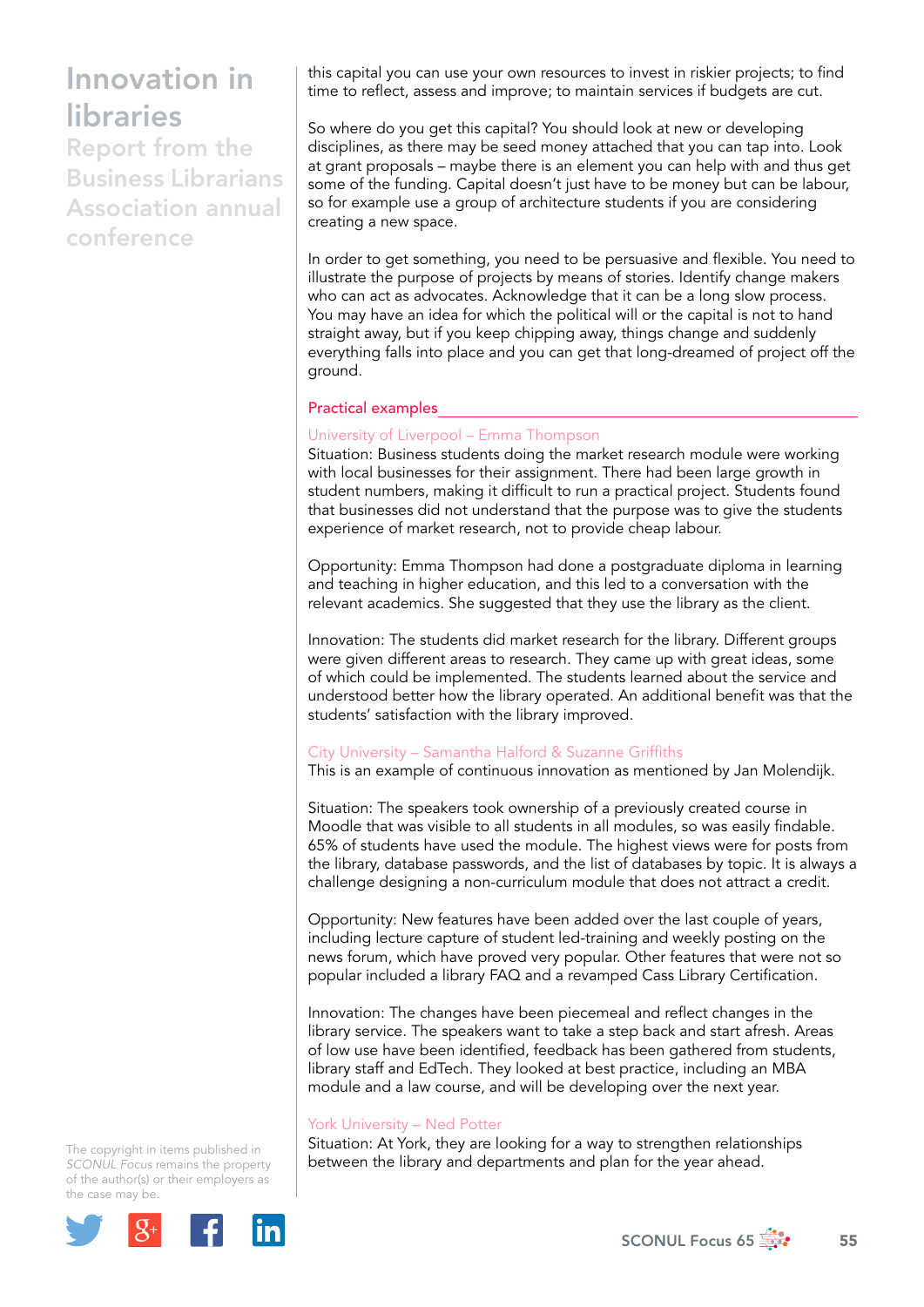this capital you can use your own resources to invest in riskier projects; to find time to reflect, assess and improve; to maintain services if budgets are cut.

So where do you get this capital? You should look at new or developing disciplines, as there may be seed money attached that you can tap into. Look at grant proposals – maybe there is an element you can help with and thus get some of the funding. Capital doesn't just have to be money but can be labour, so for example use a group of architecture students if you are considering creating a new space.

In order to get something, you need to be persuasive and flexible. You need to illustrate the purpose of projects by means of stories. Identify change makers who can act as advocates. Acknowledge that it can be a long slow process. You may have an idea for which the political will or the capital is not to hand straight away, but if you keep chipping away, things change and suddenly everything falls into place and you can get that long-dreamed of project off the ground.

## Practical examples

### University of Liverpool – Emma Thompson

Situation: Business students doing the market research module were working with local businesses for their assignment. There had been large growth in student numbers, making it difficult to run a practical project. Students found that businesses did not understand that the purpose was to give the students experience of market research, not to provide cheap labour.

Opportunity: Emma Thompson had done a postgraduate diploma in learning and teaching in higher education, and this led to a conversation with the relevant academics. She suggested that they use the library as the client.

Innovation: The students did market research for the library. Different groups were given different areas to research. They came up with great ideas, some of which could be implemented. The students learned about the service and understood better how the library operated. An additional benefit was that the students' satisfaction with the library improved.

### City University – Samantha Halford & Suzanne Griffiths

This is an example of continuous innovation as mentioned by Jan Molendijk.

Situation: The speakers took ownership of a previously created course in Moodle that was visible to all students in all modules, so was easily findable. 65% of students have used the module. The highest views were for posts from the library, database passwords, and the list of databases by topic. It is always a challenge designing a non-curriculum module that does not attract a credit.

Opportunity: New features have been added over the last couple of years, including lecture capture of student led-training and weekly posting on the news forum, which have proved very popular. Other features that were not so popular included a library FAQ and a revamped Cass Library Certification.

Innovation: The changes have been piecemeal and reflect changes in the library service. The speakers want to take a step back and start afresh. Areas of low use have been identified, feedback has been gathered from students, library staff and EdTech. They looked at best practice, including an MBA module and a law course, and will be developing over the next year.

### York University – Ned Potter

Situation: At York, they are looking for a way to strengthen relationships between the library and departments and plan for the year ahead.

The copyright in items published in *SCONUL Focus* remains the property of the author(s) or their employers as the case may be.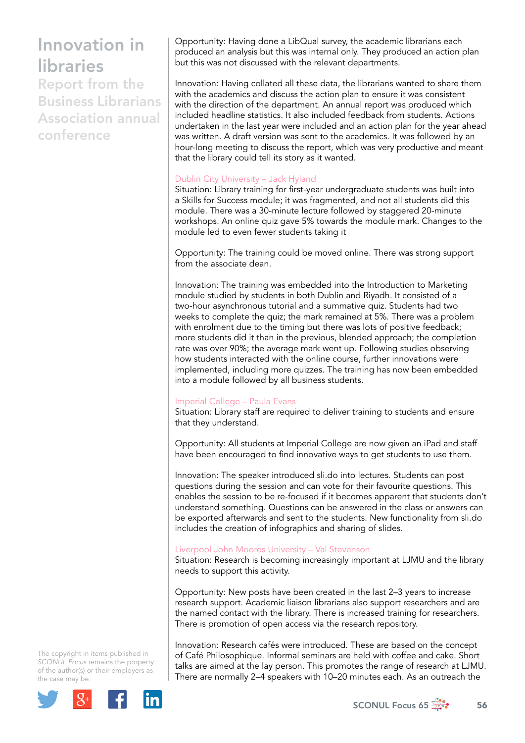Opportunity: Having done a LibQual survey, the academic librarians each produced an analysis but this was internal only. They produced an action plan but this was not discussed with the relevant departments.

Innovation: Having collated all these data, the librarians wanted to share them with the academics and discuss the action plan to ensure it was consistent with the direction of the department. An annual report was produced which included headline statistics. It also included feedback from students. Actions undertaken in the last year were included and an action plan for the year ahead was written. A draft version was sent to the academics. It was followed by an hour-long meeting to discuss the report, which was very productive and meant that the library could tell its story as it wanted.

### Dublin City University – Jack Hyland

Situation: Library training for first-year undergraduate students was built into a Skills for Success module; it was fragmented, and not all students did this module. There was a 30-minute lecture followed by staggered 20-minute workshops. An online quiz gave 5% towards the module mark. Changes to the module led to even fewer students taking it

Opportunity: The training could be moved online. There was strong support from the associate dean.

Innovation: The training was embedded into the Introduction to Marketing module studied by students in both Dublin and Riyadh. It consisted of a two-hour asynchronous tutorial and a summative quiz. Students had two weeks to complete the quiz; the mark remained at 5%. There was a problem with enrolment due to the timing but there was lots of positive feedback; more students did it than in the previous, blended approach; the completion rate was over 90%; the average mark went up. Following studies observing how students interacted with the online course, further innovations were implemented, including more quizzes. The training has now been embedded into a module followed by all business students.

### Imperial College – Paula Evans

Situation: Library staff are required to deliver training to students and ensure that they understand.

Opportunity: All students at Imperial College are now given an iPad and staff have been encouraged to find innovative ways to get students to use them.

Innovation: The speaker introduced sli.do into lectures. Students can post questions during the session and can vote for their favourite questions. This enables the session to be re-focused if it becomes apparent that students don't understand something. Questions can be answered in the class or answers can be exported afterwards and sent to the students. New functionality from sli.do includes the creation of infographics and sharing of slides.

### Liverpool John Moores University – Val Stevenson

Situation: Research is becoming increasingly important at LJMU and the library needs to support this activity.

Opportunity: New posts have been created in the last 2–3 years to increase research support. Academic liaison librarians also support researchers and are the named contact with the library. There is increased training for researchers. There is promotion of open access via the research repository.

Innovation: Research cafés were introduced. These are based on the concept of Café Philosophique. Informal seminars are held with coffee and cake. Short talks are aimed at the lay person. This promotes the range of research at LJMU. There are normally 2–4 speakers with 10–20 minutes each. As an outreach the

The copyright in items published in *SCONUL Focus* remains the property of the author(s) or their employers as the case may be.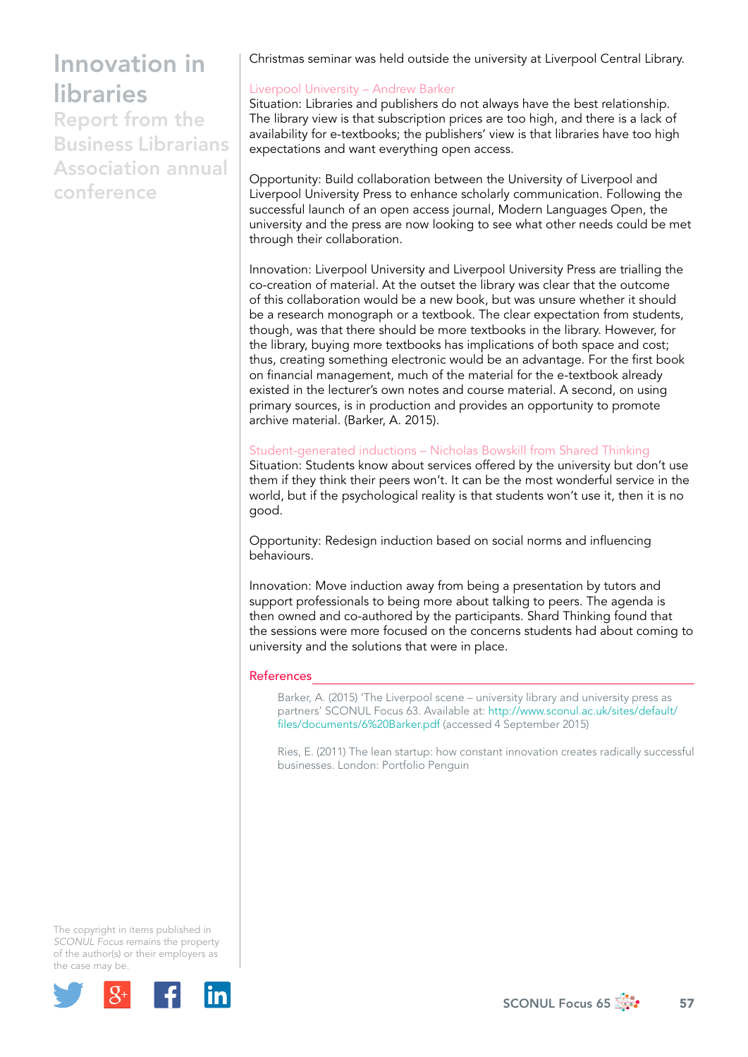Christmas seminar was held outside the university at Liverpool Central Library.

### Liverpool University – Andrew Barker

Situation: Libraries and publishers do not always have the best relationship. The library view is that subscription prices are too high, and there is a lack of availability for e-textbooks; the publishers' view is that libraries have too high expectations and want everything open access.

Opportunity: Build collaboration between the University of Liverpool and Liverpool University Press to enhance scholarly communication. Following the successful launch of an open access journal, Modern Languages Open, the university and the press are now looking to see what other needs could be met through their collaboration.

Innovation: Liverpool University and Liverpool University Press are trialling the co-creation of material. At the outset the library was clear that the outcome of this collaboration would be a new book, but was unsure whether it should be a research monograph or a textbook. The clear expectation from students, though, was that there should be more textbooks in the library. However, for the library, buying more textbooks has implications of both space and cost; thus, creating something electronic would be an advantage. For the first book on financial management, much of the material for the e-textbook already existed in the lecturer's own notes and course material. A second, on using primary sources, is in production and provides an opportunity to promote archive material. (Barker, A. 2015).

### Student-generated inductions – Nicholas Bowskill from Shared Thinking

Situation: Students know about services offered by the university but don't use them if they think their peers won't. It can be the most wonderful service in the world, but if the psychological reality is that students won't use it, then it is no good.

Opportunity: Redesign induction based on social norms and influencing behaviours.

Innovation: Move induction away from being a presentation by tutors and support professionals to being more about talking to peers. The agenda is then owned and co-authored by the participants. Shard Thinking found that the sessions were more focused on the concerns students had about coming to university and the solutions that were in place.

## References

Barker, A. (2015) 'The Liverpool scene – university library and university press as partners' SCONUL Focus 63. Available at: http://www.sconul.ac.uk/sites/default/files/documents/6%20Barker.pdf (accessed 4 September 2015)

Ries, E. (2011) The lean startup: how constant innovation creates radically successful businesses. London: Portfolio Penguin

The copyright in items published in *SCONUL Focus* remains the property of the author(s) or their employers as the case may be.